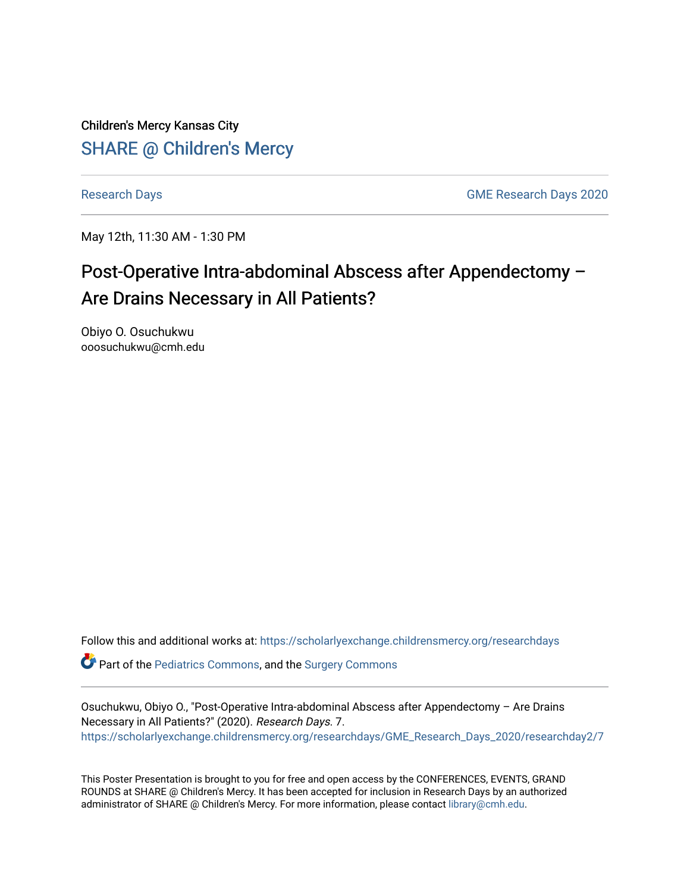Children's Mercy Kansas City

SHARE @ Children's Mercy

Research Days

GME Research Days 2020

May 12th, 11:30 AM - 1:30 PM

# Post-Operative Intra-abdominal Abscess after Appendectomy – Are Drains Necessary in All Patients?

Obiyo O. Osuchukwu
ooosuchukwu@cmh.edu

Follow this and additional works at: https://scholarlyexchange.childrensmercy.org/researchdays

Part of the Pediatrics Commons, and the Surgery Commons

Osuchukwu, Obiyo O., "Post-Operative Intra-abdominal Abscess after Appendectomy – Are Drains Necessary in All Patients?" (2020). *Research Days*. 7.
https://scholarlyexchange.childrensmercy.org/researchdays/GME_Research_Days_2020/researchday2/7

This Poster Presentation is brought to you for free and open access by the CONFERENCES, EVENTS, GRAND ROUNDS at SHARE @ Children's Mercy. It has been accepted for inclusion in Research Days by an authorized administrator of SHARE @ Children's Mercy. For more information, please contact library@cmh.edu.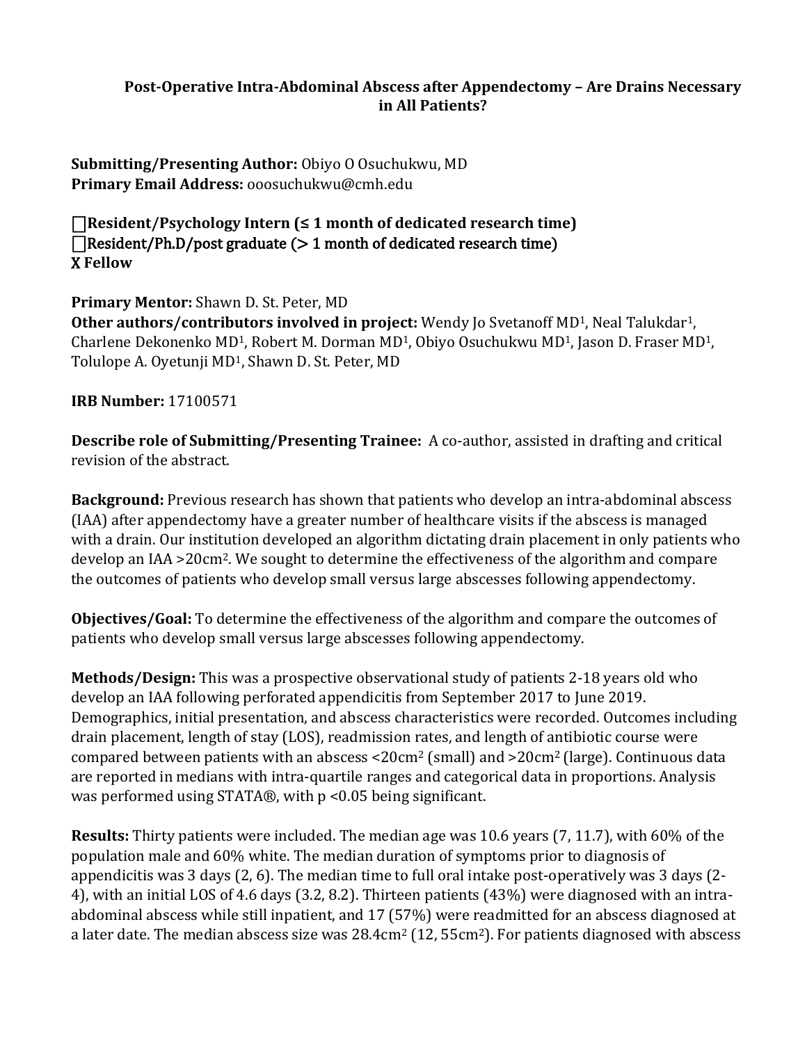**Post-Operative Intra-Abdominal Abscess after Appendectomy – Are Drains Necessary in All Patients?**

**Submitting/Presenting Author:** Obiyo O Osuchukwu, MD
**Primary Email Address:** ooosuchukwu@cmh.edu

☐**Resident/Psychology Intern (≤ 1 month of dedicated research time)**
☐**Resident/Ph.D/post graduate (> 1 month of dedicated research time)**
X **Fellow**

**Primary Mentor:** Shawn D. St. Peter, MD
**Other authors/contributors involved in project:** Wendy Jo Svetanoff MD[1], Neal Talukdar[1], Charlene Dekonenko MD[1], Robert M. Dorman MD[1], Obiyo Osuchukwu MD[1], Jason D. Fraser MD[1], Tolulope A. Oyetunji MD[1], Shawn D. St. Peter, MD

**IRB Number:** 17100571

**Describe role of Submitting/Presenting Trainee:** A co-author, assisted in drafting and critical revision of the abstract.

**Background:** Previous research has shown that patients who develop an intra-abdominal abscess (IAA) after appendectomy have a greater number of healthcare visits if the abscess is managed with a drain. Our institution developed an algorithm dictating drain placement in only patients who develop an IAA >20cm$^2$. We sought to determine the effectiveness of the algorithm and compare the outcomes of patients who develop small versus large abscesses following appendectomy.

**Objectives/Goal:** To determine the effectiveness of the algorithm and compare the outcomes of patients who develop small versus large abscesses following appendectomy.

**Methods/Design:** This was a prospective observational study of patients 2-18 years old who develop an IAA following perforated appendicitis from September 2017 to June 2019. Demographics, initial presentation, and abscess characteristics were recorded. Outcomes including drain placement, length of stay (LOS), readmission rates, and length of antibiotic course were compared between patients with an abscess <20cm$^2$ (small) and >20cm$^2$ (large). Continuous data are reported in medians with intra-quartile ranges and categorical data in proportions. Analysis was performed using STATA®, with p <0.05 being significant.

**Results:** Thirty patients were included. The median age was 10.6 years (7, 11.7), with 60% of the population male and 60% white. The median duration of symptoms prior to diagnosis of appendicitis was 3 days (2, 6). The median time to full oral intake post-operatively was 3 days (2-4), with an initial LOS of 4.6 days (3.2, 8.2). Thirteen patients (43%) were diagnosed with an intra-abdominal abscess while still inpatient, and 17 (57%) were readmitted for an abscess diagnosed at a later date. The median abscess size was 28.4cm$^2$ (12, 55cm$^2$). For patients diagnosed with abscess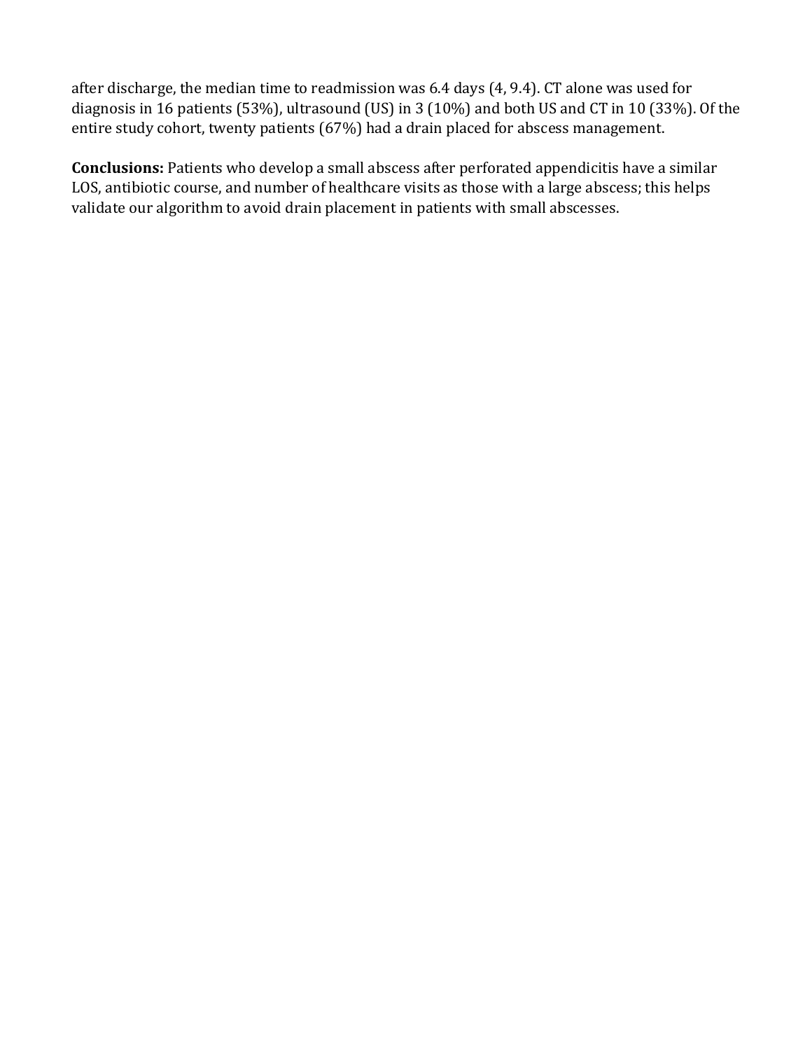after discharge, the median time to readmission was 6.4 days (4, 9.4). CT alone was used for diagnosis in 16 patients (53%), ultrasound (US) in 3 (10%) and both US and CT in 10 (33%). Of the entire study cohort, twenty patients (67%) had a drain placed for abscess management.

**Conclusions:** Patients who develop a small abscess after perforated appendicitis have a similar LOS, antibiotic course, and number of healthcare visits as those with a large abscess; this helps validate our algorithm to avoid drain placement in patients with small abscesses.